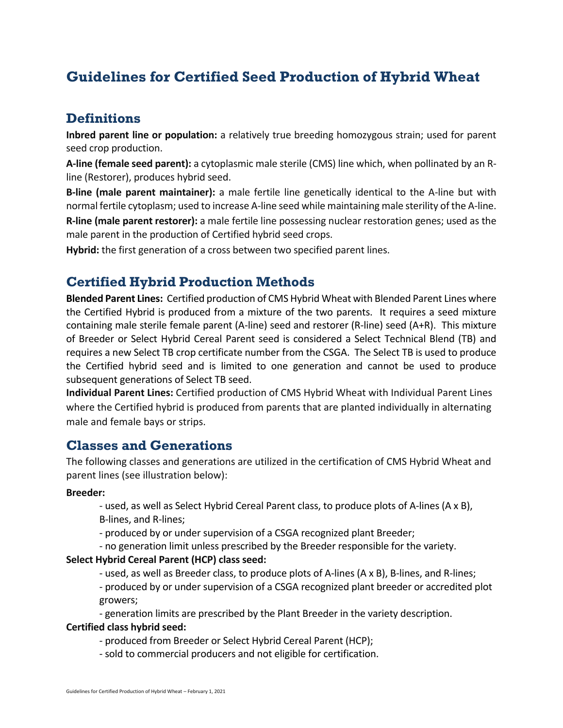# Guidelines for Certified Seed Production of Hybrid Wheat

## Definitions

**Inbred parent line or population:** a relatively true breeding homozygous strain; used for parent seed crop production.

**A-line (female seed parent):** a cytoplasmic male sterile (CMS) line which, when pollinated by an R-line (Restorer), produces hybrid seed.

**B-line (male parent maintainer):** a male fertile line genetically identical to the A-line but with normal fertile cytoplasm; used to increase A-line seed while maintaining male sterility of the A-line.

**R-line (male parent restorer):** a male fertile line possessing nuclear restoration genes; used as the male parent in the production of Certified hybrid seed crops.

**Hybrid:** the first generation of a cross between two specified parent lines.

## Certified Hybrid Production Methods

**Blended Parent Lines:** Certified production of CMS Hybrid Wheat with Blended Parent Lines where the Certified Hybrid is produced from a mixture of the two parents. It requires a seed mixture containing male sterile female parent (A-line) seed and restorer (R-line) seed (A+R). This mixture of Breeder or Select Hybrid Cereal Parent seed is considered a Select Technical Blend (TB) and requires a new Select TB crop certificate number from the CSGA. The Select TB is used to produce the Certified hybrid seed and is limited to one generation and cannot be used to produce subsequent generations of Select TB seed.

**Individual Parent Lines:** Certified production of CMS Hybrid Wheat with Individual Parent Lines where the Certified hybrid is produced from parents that are planted individually in alternating male and female bays or strips.

## Classes and Generations

The following classes and generations are utilized in the certification of CMS Hybrid Wheat and parent lines (see illustration below):

**Breeder:**

- used, as well as Select Hybrid Cereal Parent class, to produce plots of A-lines (A x B), B-lines, and R-lines;
- produced by or under supervision of a CSGA recognized plant Breeder;
- no generation limit unless prescribed by the Breeder responsible for the variety.

**Select Hybrid Cereal Parent (HCP) class seed:**

- used, as well as Breeder class, to produce plots of A-lines (A x B), B-lines, and R-lines;
- produced by or under supervision of a CSGA recognized plant breeder or accredited plot growers;
- generation limits are prescribed by the Plant Breeder in the variety description.

**Certified class hybrid seed:**

- produced from Breeder or Select Hybrid Cereal Parent (HCP);
- sold to commercial producers and not eligible for certification.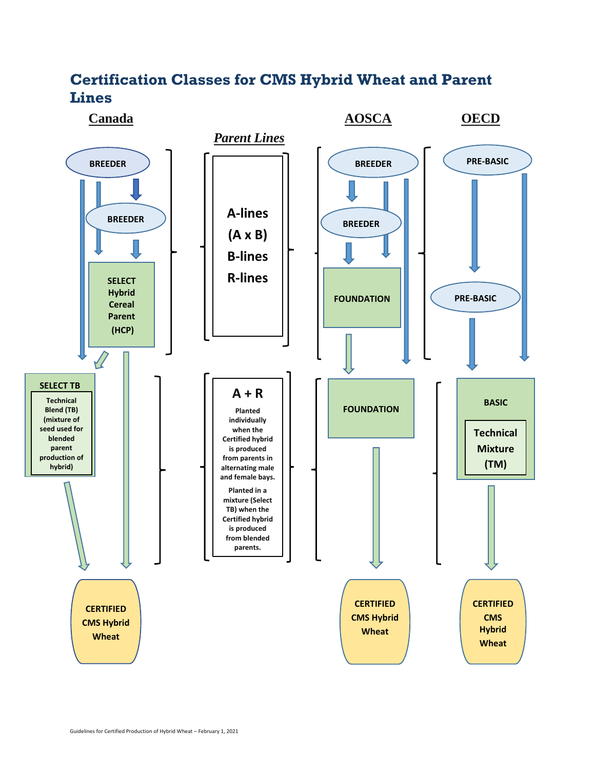# Certification Classes for CMS Hybrid Wheat and Parent Lines

**Canada**

BREEDER

BREEDER

SELECT Hybrid Cereal Parent (HCP)

SELECT TB

Technical Blend (TB) (mixture of seed used for blended parent production of hybrid)

CERTIFIED CMS Hybrid Wheat

***Parent Lines***

A-lines

(A x B)

B-lines

R-lines

A + R

Planted individually when the Certified hybrid is produced from parents in alternating male and female bays.

Planted in a mixture (Select TB) when the Certified hybrid is produced from blended parents.

**AOSCA**

BREEDER

BREEDER

FOUNDATION

FOUNDATION

CERTIFIED CMS Hybrid Wheat

**OECD**

PRE-BASIC

PRE-BASIC

BASIC

Technical Mixture (TM)

CERTIFIED CMS Hybrid Wheat